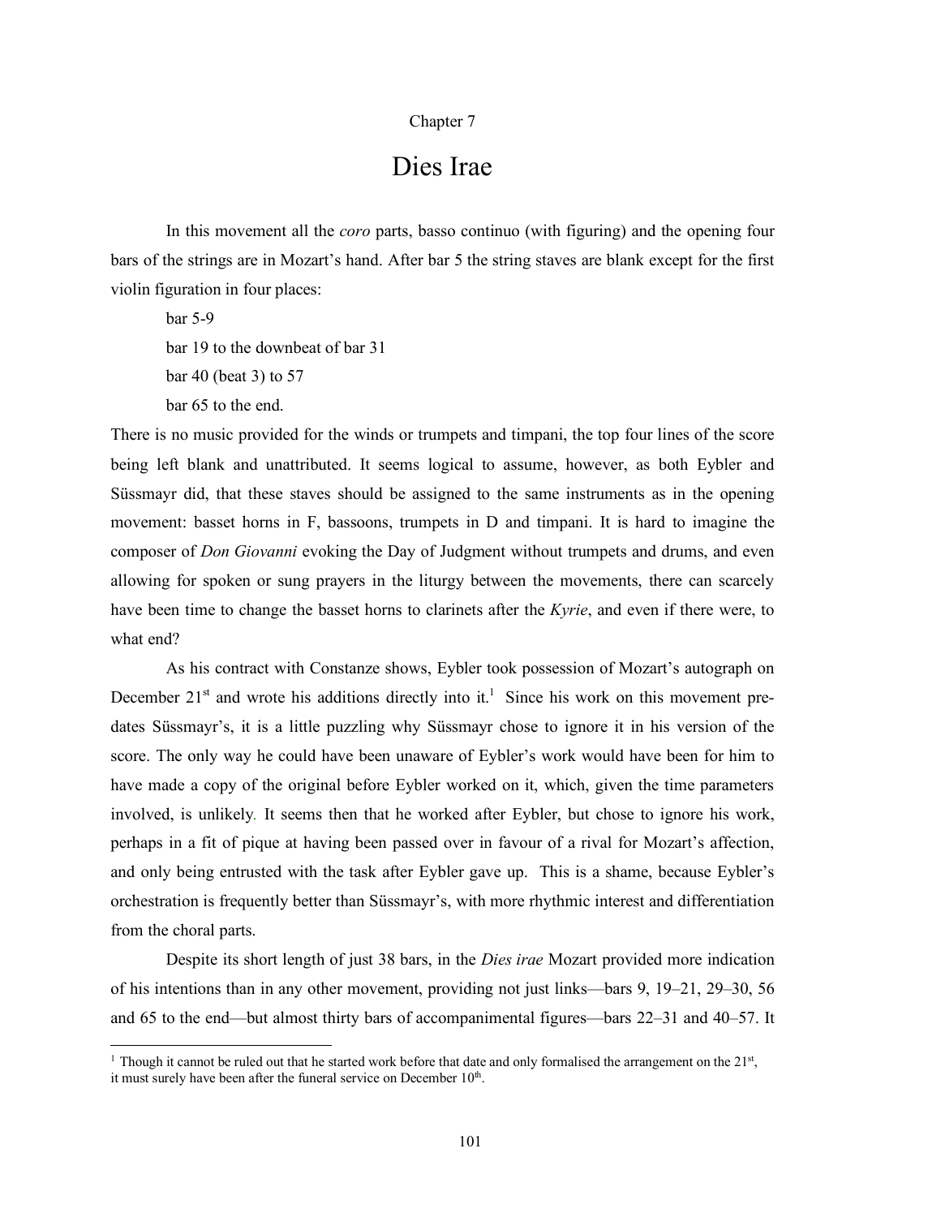Chapter 7

# Dies Irae

In this movement all the *coro* parts, basso continuo (with figuring) and the opening four bars of the strings are in Mozart's hand. After bar 5 the string staves are blank except for the first violin figuration in four places:

bar 5-9

bar 19 to the downbeat of bar 31

bar 40 (beat 3) to 57

bar 65 to the end.

There is no music provided for the winds or trumpets and timpani, the top four lines of the score being left blank and unattributed. It seems logical to assume, however, as both Eybler and Süssmayr did, that these staves should be assigned to the same instruments as in the opening movement: basset horns in F, bassoons, trumpets in D and timpani. It is hard to imagine the composer of *Don Giovanni* evoking the Day of Judgment without trumpets and drums, and even allowing for spoken or sung prayers in the liturgy between the movements, there can scarcely have been time to change the basset horns to clarinets after the *Kyrie*, and even if there were, to what end?

As his contract with Constanze shows, Eybler took possession of Mozart's autograph on December 21st and wrote his additions directly into it.[1] Since his work on this movement pre-dates Süssmayr's, it is a little puzzling why Süssmayr chose to ignore it in his version of the score. The only way he could have been unaware of Eybler's work would have been for him to have made a copy of the original before Eybler worked on it, which, given the time parameters involved, is unlikely. It seems then that he worked after Eybler, but chose to ignore his work, perhaps in a fit of pique at having been passed over in favour of a rival for Mozart's affection, and only being entrusted with the task after Eybler gave up. This is a shame, because Eybler's orchestration is frequently better than Süssmayr's, with more rhythmic interest and differentiation from the choral parts.

Despite its short length of just 38 bars, in the *Dies irae* Mozart provided more indication of his intentions than in any other movement, providing not just links—bars 9, 19–21, 29–30, 56 and 65 to the end—but almost thirty bars of accompanimental figures—bars 22–31 and 40–57. It

[1] Though it cannot be ruled out that he started work before that date and only formalised the arrangement on the 21st, it must surely have been after the funeral service on December 10th.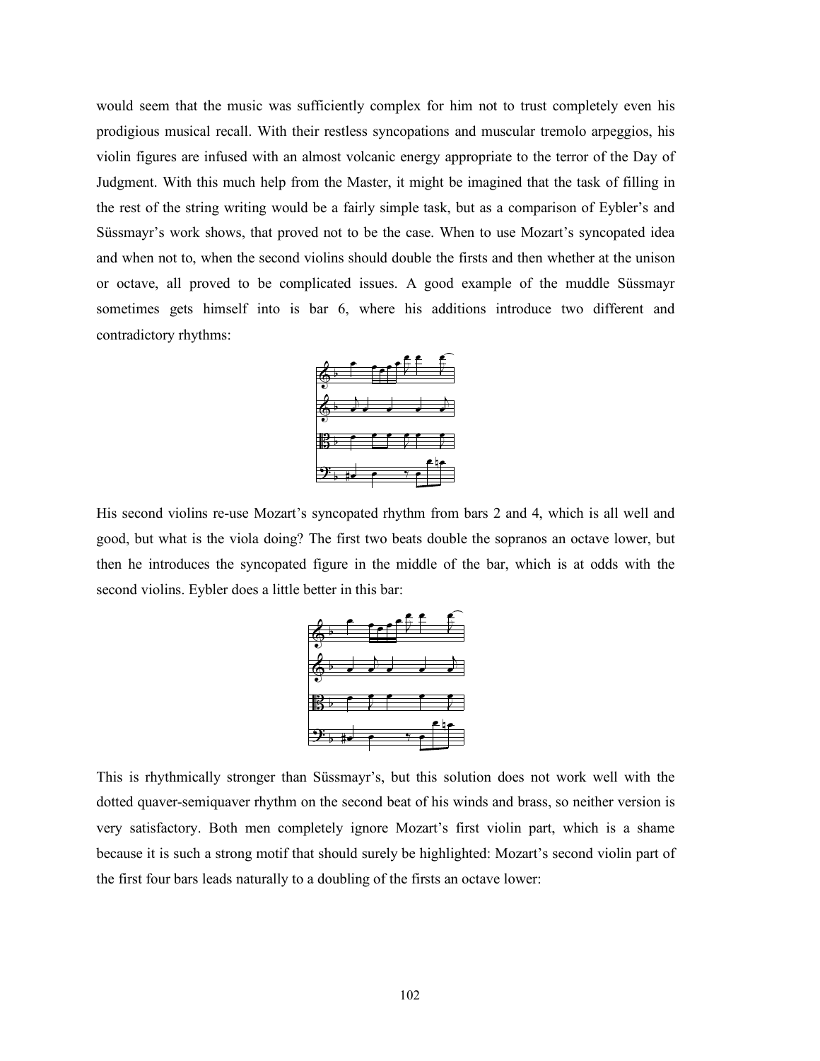would seem that the music was sufficiently complex for him not to trust completely even his prodigious musical recall. With their restless syncopations and muscular tremolo arpeggios, his violin figures are infused with an almost volcanic energy appropriate to the terror of the Day of Judgment. With this much help from the Master, it might be imagined that the task of filling in the rest of the string writing would be a fairly simple task, but as a comparison of Eybler's and Süssmayr's work shows, that proved not to be the case. When to use Mozart's syncopated idea and when not to, when the second violins should double the firsts and then whether at the unison or octave, all proved to be complicated issues. A good example of the muddle Süssmayr sometimes gets himself into is bar 6, where his additions introduce two different and contradictory rhythms:

His second violins re-use Mozart's syncopated rhythm from bars 2 and 4, which is all well and good, but what is the viola doing? The first two beats double the sopranos an octave lower, but then he introduces the syncopated figure in the middle of the bar, which is at odds with the second violins. Eybler does a little better in this bar:

This is rhythmically stronger than Süssmayr's, but this solution does not work well with the dotted quaver-semiquaver rhythm on the second beat of his winds and brass, so neither version is very satisfactory. Both men completely ignore Mozart's first violin part, which is a shame because it is such a strong motif that should surely be highlighted: Mozart's second violin part of the first four bars leads naturally to a doubling of the firsts an octave lower: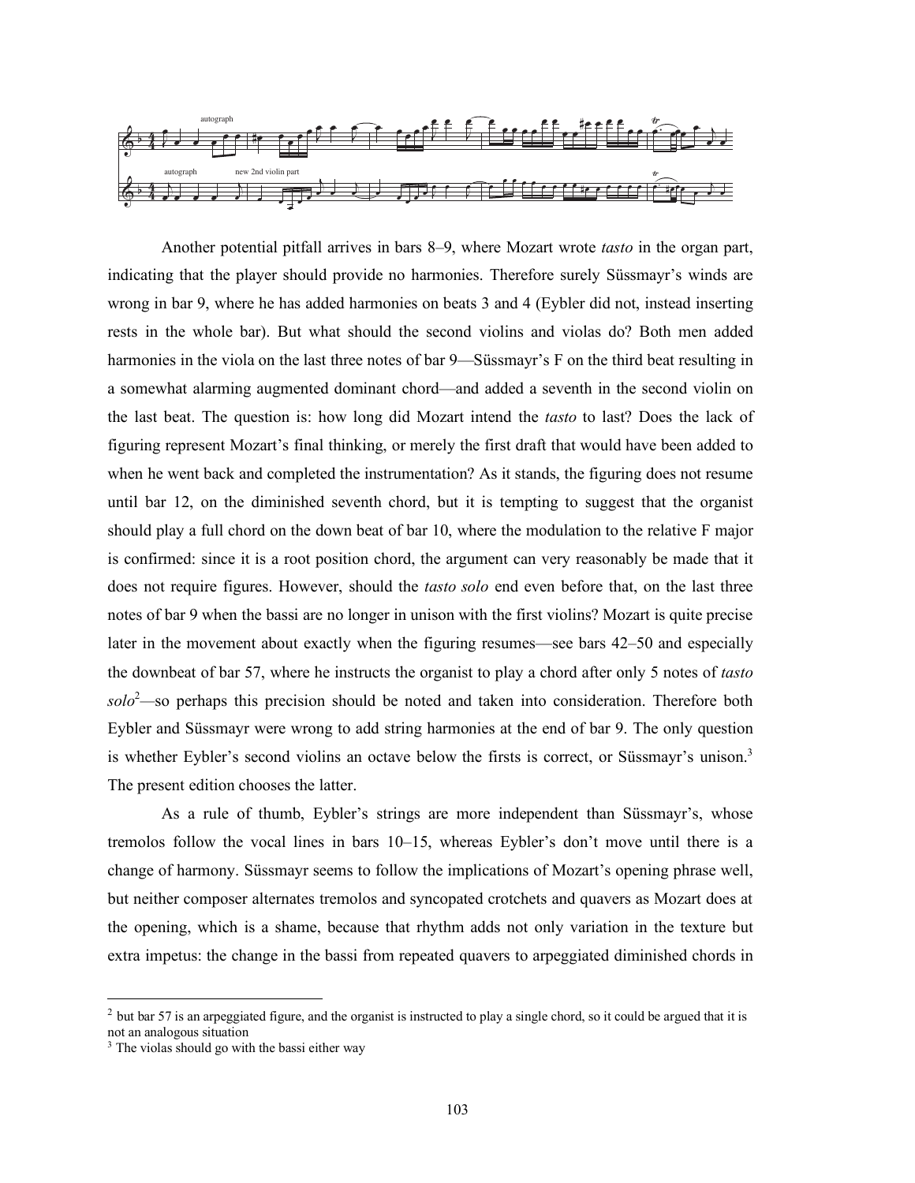Another potential pitfall arrives in bars 8–9, where Mozart wrote *tasto* in the organ part, indicating that the player should provide no harmonies. Therefore surely Süssmayr's winds are wrong in bar 9, where he has added harmonies on beats 3 and 4 (Eybler did not, instead inserting rests in the whole bar). But what should the second violins and violas do? Both men added harmonies in the viola on the last three notes of bar 9—Süssmayr's F on the third beat resulting in a somewhat alarming augmented dominant chord—and added a seventh in the second violin on the last beat. The question is: how long did Mozart intend the *tasto* to last? Does the lack of figuring represent Mozart's final thinking, or merely the first draft that would have been added to when he went back and completed the instrumentation? As it stands, the figuring does not resume until bar 12, on the diminished seventh chord, but it is tempting to suggest that the organist should play a full chord on the down beat of bar 10, where the modulation to the relative F major is confirmed: since it is a root position chord, the argument can very reasonably be made that it does not require figures. However, should the *tasto solo* end even before that, on the last three notes of bar 9 when the bassi are no longer in unison with the first violins? Mozart is quite precise later in the movement about exactly when the figuring resumes—see bars 42–50 and especially the downbeat of bar 57, where he instructs the organist to play a chord after only 5 notes of *tasto solo*[2]—so perhaps this precision should be noted and taken into consideration. Therefore both Eybler and Süssmayr were wrong to add string harmonies at the end of bar 9. The only question is whether Eybler's second violins an octave below the firsts is correct, or Süssmayr's unison.[3] The present edition chooses the latter.

As a rule of thumb, Eybler's strings are more independent than Süssmayr's, whose tremolos follow the vocal lines in bars 10–15, whereas Eybler's don't move until there is a change of harmony. Süssmayr seems to follow the implications of Mozart's opening phrase well, but neither composer alternates tremolos and syncopated crotchets and quavers as Mozart does at the opening, which is a shame, because that rhythm adds not only variation in the texture but extra impetus: the change in the bassi from repeated quavers to arpeggiated diminished chords in

---

[2] but bar 57 is an arpeggiated figure, and the organist is instructed to play a single chord, so it could be argued that it is not an analogous situation

[3] The violas should go with the bassi either way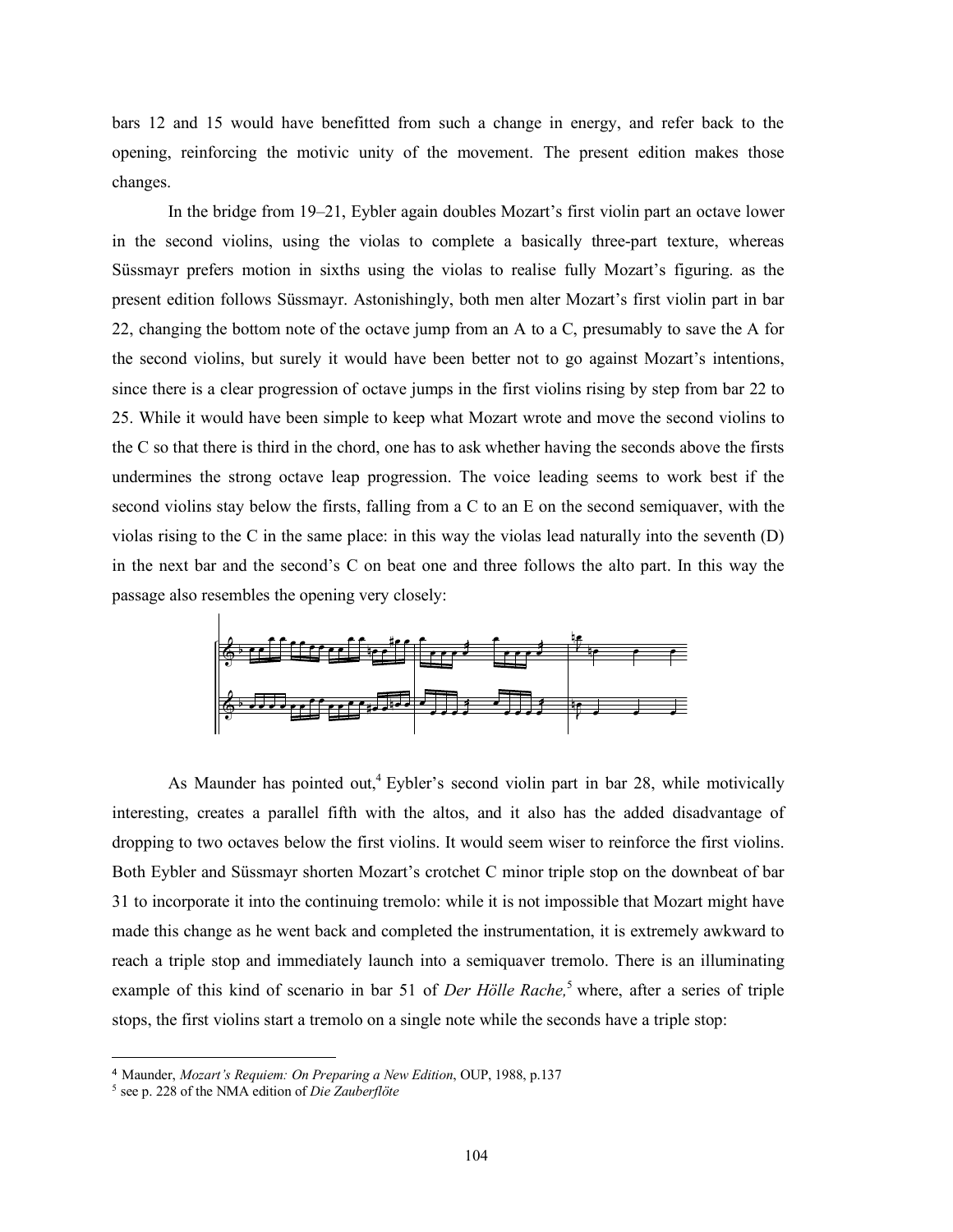bars 12 and 15 would have benefitted from such a change in energy, and refer back to the opening, reinforcing the motivic unity of the movement. The present edition makes those changes.

In the bridge from 19–21, Eybler again doubles Mozart's first violin part an octave lower in the second violins, using the violas to complete a basically three-part texture, whereas Süssmayr prefers motion in sixths using the violas to realise fully Mozart's figuring. as the present edition follows Süssmayr. Astonishingly, both men alter Mozart's first violin part in bar 22, changing the bottom note of the octave jump from an A to a C, presumably to save the A for the second violins, but surely it would have been better not to go against Mozart's intentions, since there is a clear progression of octave jumps in the first violins rising by step from bar 22 to 25. While it would have been simple to keep what Mozart wrote and move the second violins to the C so that there is third in the chord, one has to ask whether having the seconds above the firsts undermines the strong octave leap progression. The voice leading seems to work best if the second violins stay below the firsts, falling from a C to an E on the second semiquaver, with the violas rising to the C in the same place: in this way the violas lead naturally into the seventh (D) in the next bar and the second's C on beat one and three follows the alto part. In this way the passage also resembles the opening very closely:

As Maunder has pointed out,[4] Eybler's second violin part in bar 28, while motivically interesting, creates a parallel fifth with the altos, and it also has the added disadvantage of dropping to two octaves below the first violins. It would seem wiser to reinforce the first violins. Both Eybler and Süssmayr shorten Mozart's crotchet C minor triple stop on the downbeat of bar 31 to incorporate it into the continuing tremolo: while it is not impossible that Mozart might have made this change as he went back and completed the instrumentation, it is extremely awkward to reach a triple stop and immediately launch into a semiquaver tremolo. There is an illuminating example of this kind of scenario in bar 51 of *Der Hölle Rache,*[5] where, after a series of triple stops, the first violins start a tremolo on a single note while the seconds have a triple stop:

---

[4] Maunder, *Mozart's Requiem: On Preparing a New Edition*, OUP, 1988, p.137

[5] see p. 228 of the NMA edition of *Die Zauberflöte*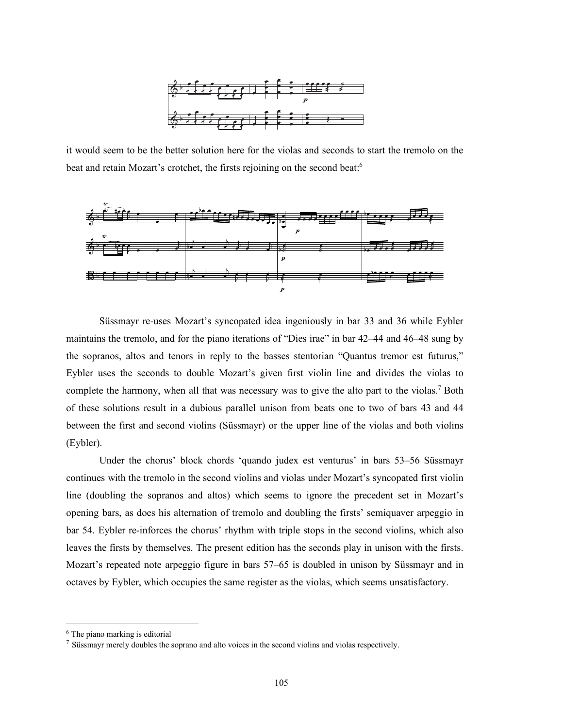it would seem to be the better solution here for the violas and seconds to start the tremolo on the beat and retain Mozart's crotchet, the firsts rejoining on the second beat:[6]

Süssmayr re-uses Mozart's syncopated idea ingeniously in bar 33 and 36 while Eybler maintains the tremolo, and for the piano iterations of "Dies irae" in bar 42–44 and 46–48 sung by the sopranos, altos and tenors in reply to the basses stentorian "Quantus tremor est futurus," Eybler uses the seconds to double Mozart's given first violin line and divides the violas to complete the harmony, when all that was necessary was to give the alto part to the violas.[7] Both of these solutions result in a dubious parallel unison from beats one to two of bars 43 and 44 between the first and second violins (Süssmayr) or the upper line of the violas and both violins (Eybler).

Under the chorus' block chords 'quando judex est venturus' in bars 53–56 Süssmayr continues with the tremolo in the second violins and violas under Mozart's syncopated first violin line (doubling the sopranos and altos) which seems to ignore the precedent set in Mozart's opening bars, as does his alternation of tremolo and doubling the firsts' semiquaver arpeggio in bar 54. Eybler re-inforces the chorus' rhythm with triple stops in the second violins, which also leaves the firsts by themselves. The present edition has the seconds play in unison with the firsts. Mozart's repeated note arpeggio figure in bars 57–65 is doubled in unison by Süssmayr and in octaves by Eybler, which occupies the same register as the violas, which seems unsatisfactory.

[6] The piano marking is editorial

[7] Süssmayr merely doubles the soprano and alto voices in the second violins and violas respectively.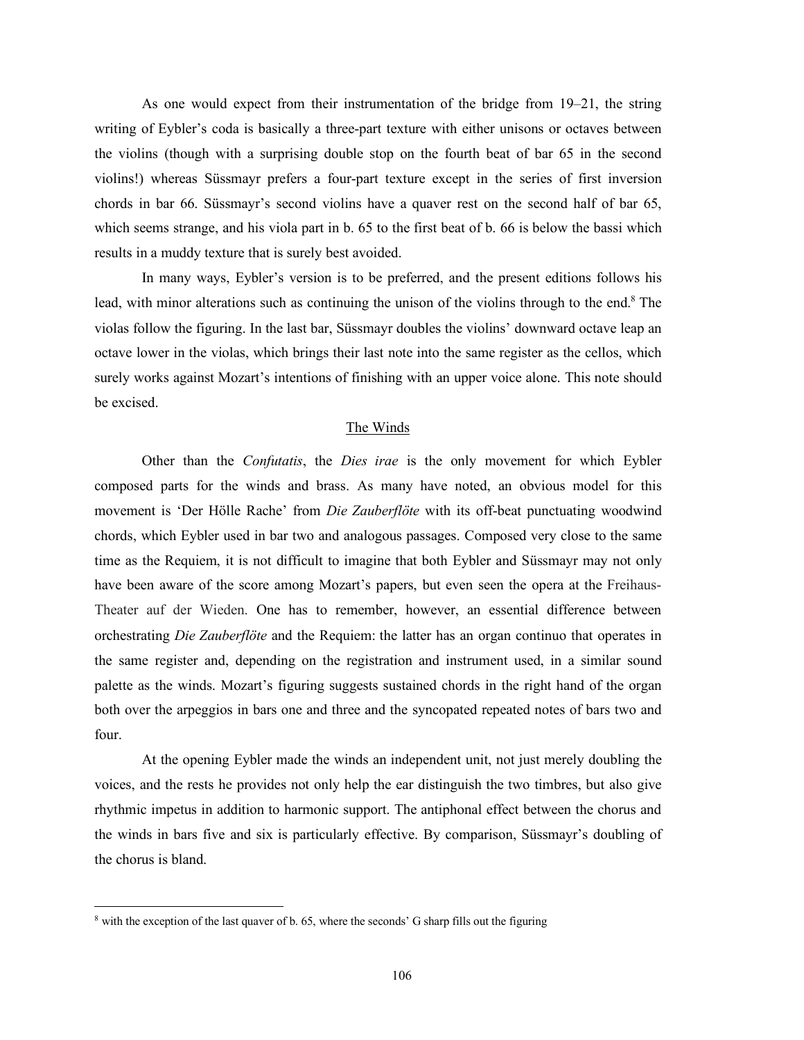As one would expect from their instrumentation of the bridge from 19–21, the string writing of Eybler's coda is basically a three-part texture with either unisons or octaves between the violins (though with a surprising double stop on the fourth beat of bar 65 in the second violins!) whereas Süssmayr prefers a four-part texture except in the series of first inversion chords in bar 66. Süssmayr's second violins have a quaver rest on the second half of bar 65, which seems strange, and his viola part in b. 65 to the first beat of b. 66 is below the bassi which results in a muddy texture that is surely best avoided.

In many ways, Eybler's version is to be preferred, and the present editions follows his lead, with minor alterations such as continuing the unison of the violins through to the end.[8] The violas follow the figuring. In the last bar, Süssmayr doubles the violins' downward octave leap an octave lower in the violas, which brings their last note into the same register as the cellos, which surely works against Mozart's intentions of finishing with an upper voice alone. This note should be excised.

## The Winds

Other than the *Confutatis*, the *Dies irae* is the only movement for which Eybler composed parts for the winds and brass. As many have noted, an obvious model for this movement is 'Der Hölle Rache' from *Die Zauberflöte* with its off-beat punctuating woodwind chords, which Eybler used in bar two and analogous passages. Composed very close to the same time as the Requiem, it is not difficult to imagine that both Eybler and Süssmayr may not only have been aware of the score among Mozart's papers, but even seen the opera at the Freihaus-Theater auf der Wieden. One has to remember, however, an essential difference between orchestrating *Die Zauberflöte* and the Requiem: the latter has an organ continuo that operates in the same register and, depending on the registration and instrument used, in a similar sound palette as the winds. Mozart's figuring suggests sustained chords in the right hand of the organ both over the arpeggios in bars one and three and the syncopated repeated notes of bars two and four.

At the opening Eybler made the winds an independent unit, not just merely doubling the voices, and the rests he provides not only help the ear distinguish the two timbres, but also give rhythmic impetus in addition to harmonic support. The antiphonal effect between the chorus and the winds in bars five and six is particularly effective. By comparison, Süssmayr's doubling of the chorus is bland.

---

[8] with the exception of the last quaver of b. 65, where the seconds' G sharp fills out the figuring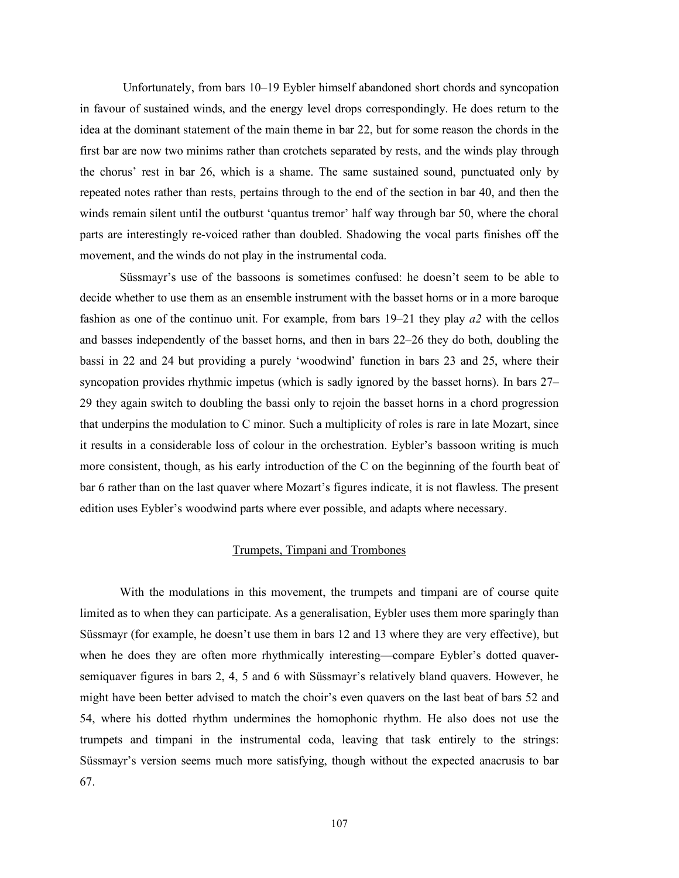Unfortunately, from bars 10–19 Eybler himself abandoned short chords and syncopation in favour of sustained winds, and the energy level drops correspondingly. He does return to the idea at the dominant statement of the main theme in bar 22, but for some reason the chords in the first bar are now two minims rather than crotchets separated by rests, and the winds play through the chorus' rest in bar 26, which is a shame. The same sustained sound, punctuated only by repeated notes rather than rests, pertains through to the end of the section in bar 40, and then the winds remain silent until the outburst 'quantus tremor' half way through bar 50, where the choral parts are interestingly re-voiced rather than doubled. Shadowing the vocal parts finishes off the movement, and the winds do not play in the instrumental coda.

Süssmayr's use of the bassoons is sometimes confused: he doesn't seem to be able to decide whether to use them as an ensemble instrument with the basset horns or in a more baroque fashion as one of the continuo unit. For example, from bars 19–21 they play *a2* with the cellos and basses independently of the basset horns, and then in bars 22–26 they do both, doubling the bassi in 22 and 24 but providing a purely 'woodwind' function in bars 23 and 25, where their syncopation provides rhythmic impetus (which is sadly ignored by the basset horns). In bars 27–29 they again switch to doubling the bassi only to rejoin the basset horns in a chord progression that underpins the modulation to C minor. Such a multiplicity of roles is rare in late Mozart, since it results in a considerable loss of colour in the orchestration. Eybler's bassoon writing is much more consistent, though, as his early introduction of the C on the beginning of the fourth beat of bar 6 rather than on the last quaver where Mozart's figures indicate, it is not flawless. The present edition uses Eybler's woodwind parts where ever possible, and adapts where necessary.

## Trumpets, Timpani and Trombones

With the modulations in this movement, the trumpets and timpani are of course quite limited as to when they can participate. As a generalisation, Eybler uses them more sparingly than Süssmayr (for example, he doesn't use them in bars 12 and 13 where they are very effective), but when he does they are often more rhythmically interesting—compare Eybler's dotted quaver-semiquaver figures in bars 2, 4, 5 and 6 with Süssmayr's relatively bland quavers. However, he might have been better advised to match the choir's even quavers on the last beat of bars 52 and 54, where his dotted rhythm undermines the homophonic rhythm. He also does not use the trumpets and timpani in the instrumental coda, leaving that task entirely to the strings: Süssmayr's version seems much more satisfying, though without the expected anacrusis to bar 67.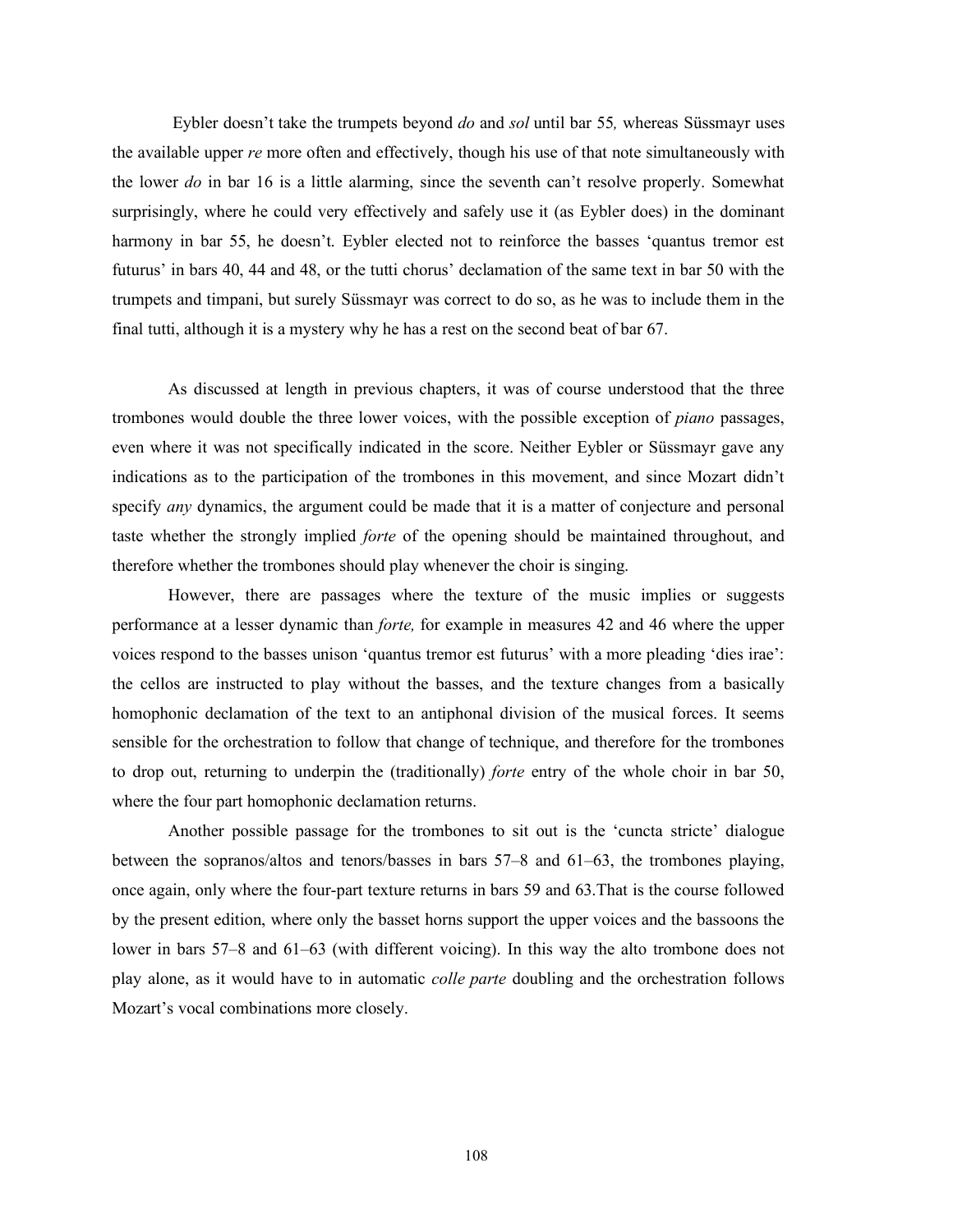Eybler doesn't take the trumpets beyond *do* and *sol* until bar 55*,* whereas Süssmayr uses the available upper *re* more often and effectively, though his use of that note simultaneously with the lower *do* in bar 16 is a little alarming, since the seventh can't resolve properly. Somewhat surprisingly, where he could very effectively and safely use it (as Eybler does) in the dominant harmony in bar 55, he doesn't. Eybler elected not to reinforce the basses 'quantus tremor est futurus' in bars 40, 44 and 48, or the tutti chorus' declamation of the same text in bar 50 with the trumpets and timpani, but surely Süssmayr was correct to do so, as he was to include them in the final tutti, although it is a mystery why he has a rest on the second beat of bar 67.

As discussed at length in previous chapters, it was of course understood that the three trombones would double the three lower voices, with the possible exception of *piano* passages, even where it was not specifically indicated in the score. Neither Eybler or Süssmayr gave any indications as to the participation of the trombones in this movement, and since Mozart didn't specify *any* dynamics, the argument could be made that it is a matter of conjecture and personal taste whether the strongly implied *forte* of the opening should be maintained throughout, and therefore whether the trombones should play whenever the choir is singing.

However, there are passages where the texture of the music implies or suggests performance at a lesser dynamic than *forte,* for example in measures 42 and 46 where the upper voices respond to the basses unison 'quantus tremor est futurus' with a more pleading 'dies irae': the cellos are instructed to play without the basses, and the texture changes from a basically homophonic declamation of the text to an antiphonal division of the musical forces. It seems sensible for the orchestration to follow that change of technique, and therefore for the trombones to drop out, returning to underpin the (traditionally) *forte* entry of the whole choir in bar 50, where the four part homophonic declamation returns.

Another possible passage for the trombones to sit out is the 'cuncta stricte' dialogue between the sopranos/altos and tenors/basses in bars 57–8 and 61–63, the trombones playing, once again, only where the four-part texture returns in bars 59 and 63.That is the course followed by the present edition, where only the basset horns support the upper voices and the bassoons the lower in bars 57–8 and 61–63 (with different voicing). In this way the alto trombone does not play alone, as it would have to in automatic *colle parte* doubling and the orchestration follows Mozart's vocal combinations more closely.